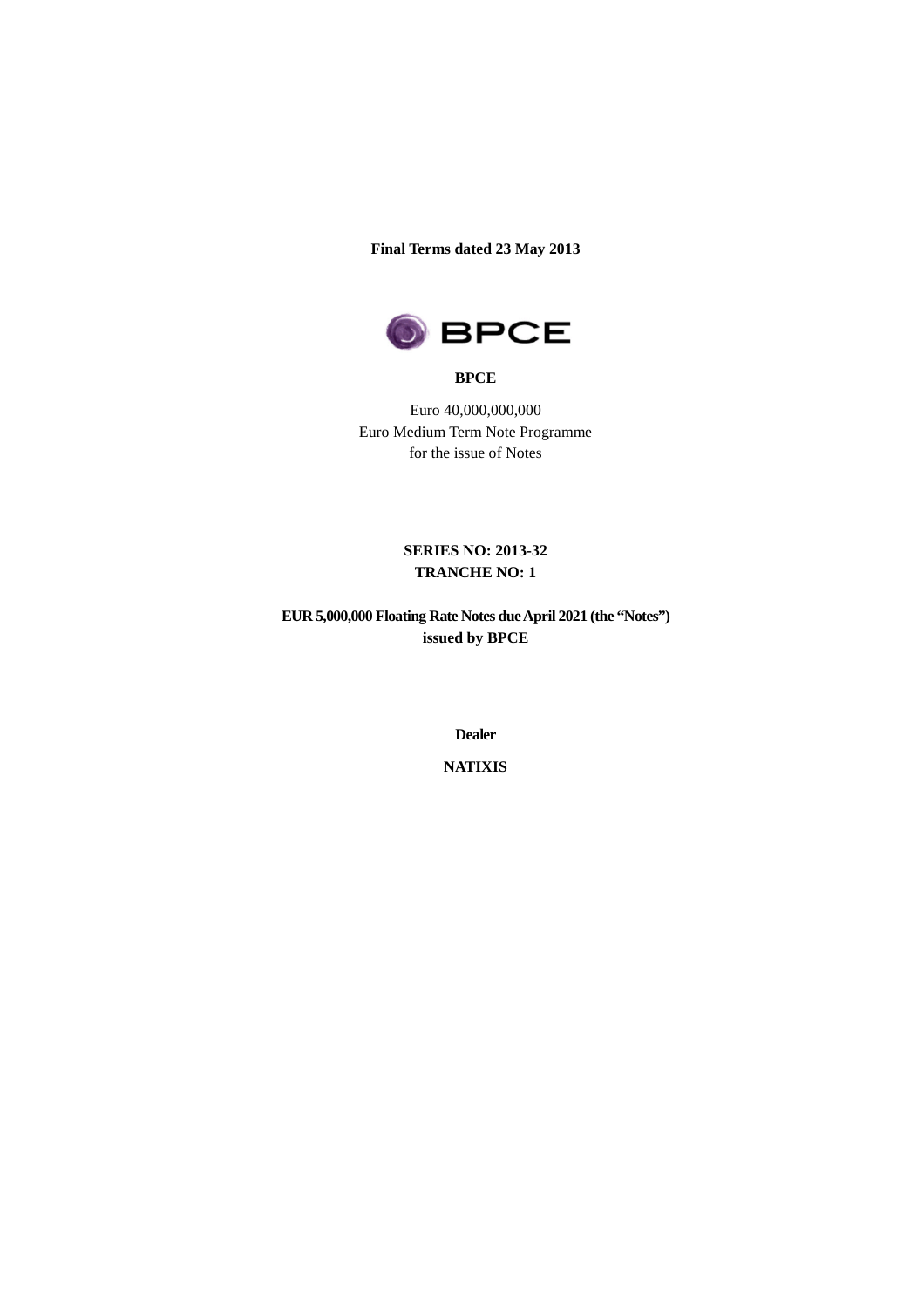**Final Terms dated 23 May 2013**

**BPCE**

Euro 40,000,000,000
Euro Medium Term Note Programme
for the issue of Notes

**SERIES NO: 2013-32**
**TRANCHE NO: 1**

**EUR 5,000,000 Floating Rate Notes due April 2021 (the "Notes")**
**issued by BPCE**

**Dealer**

**NATIXIS**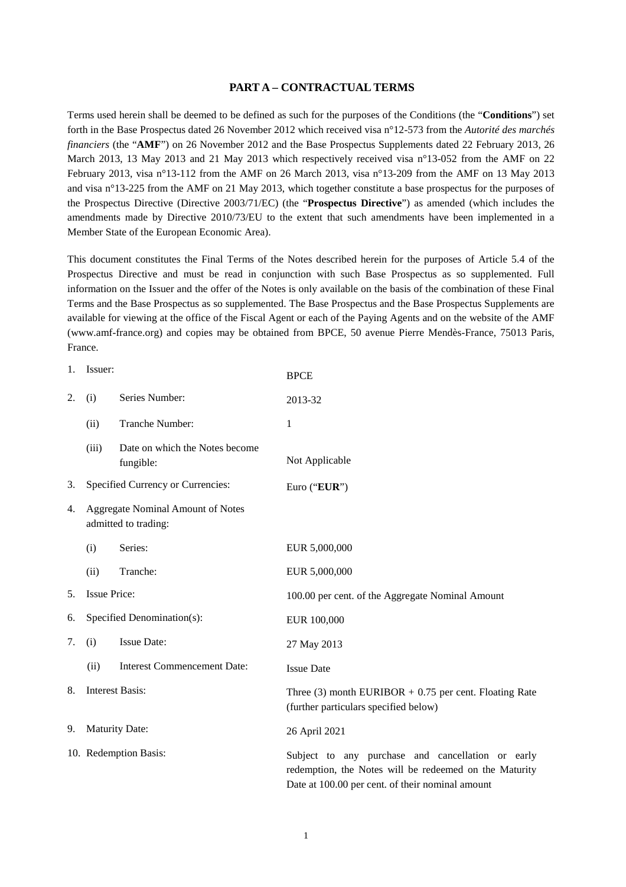## PART A – CONTRACTUAL TERMS

Terms used herein shall be deemed to be defined as such for the purposes of the Conditions (the "**Conditions**") set forth in the Base Prospectus dated 26 November 2012 which received visa n°12-573 from the *Autorité des marchés financiers* (the "**AMF**") on 26 November 2012 and the Base Prospectus Supplements dated 22 February 2013, 26 March 2013, 13 May 2013 and 21 May 2013 which respectively received visa n°13-052 from the AMF on 22 February 2013, visa n°13-112 from the AMF on 26 March 2013, visa n°13-209 from the AMF on 13 May 2013 and visa n°13-225 from the AMF on 21 May 2013, which together constitute a base prospectus for the purposes of the Prospectus Directive (Directive 2003/71/EC) (the "**Prospectus Directive**") as amended (which includes the amendments made by Directive 2010/73/EU to the extent that such amendments have been implemented in a Member State of the European Economic Area).

This document constitutes the Final Terms of the Notes described herein for the purposes of Article 5.4 of the Prospectus Directive and must be read in conjunction with such Base Prospectus as so supplemented. Full information on the Issuer and the offer of the Notes is only available on the basis of the combination of these Final Terms and the Base Prospectus as so supplemented. The Base Prospectus and the Base Prospectus Supplements are available for viewing at the office of the Fiscal Agent or each of the Paying Agents and on the website of the AMF (www.amf-france.org) and copies may be obtained from BPCE, 50 avenue Pierre Mendès-France, 75013 Paris, France.

| | | | |
|---|---|---|---|
| 1. | Issuer: | | BPCE |
| 2. | (i) | Series Number: | 2013-32 |
| | (ii) | Tranche Number: | 1 |
| | (iii) | Date on which the Notes become fungible: | Not Applicable |
| 3. | Specified Currency or Currencies: | | Euro ("**EUR**") |
| 4. | Aggregate Nominal Amount of Notes admitted to trading: | | |
| | (i) | Series: | EUR 5,000,000 |
| | (ii) | Tranche: | EUR 5,000,000 |
| 5. | Issue Price: | | 100.00 per cent. of the Aggregate Nominal Amount |
| 6. | Specified Denomination(s): | | EUR 100,000 |
| 7. | (i) | Issue Date: | 27 May 2013 |
| | (ii) | Interest Commencement Date: | Issue Date |
| 8. | Interest Basis: | | Three (3) month EURIBOR + 0.75 per cent. Floating Rate (further particulars specified below) |
| 9. | Maturity Date: | | 26 April 2021 |
| 10. | Redemption Basis: | | Subject to any purchase and cancellation or early redemption, the Notes will be redeemed on the Maturity Date at 100.00 per cent. of their nominal amount |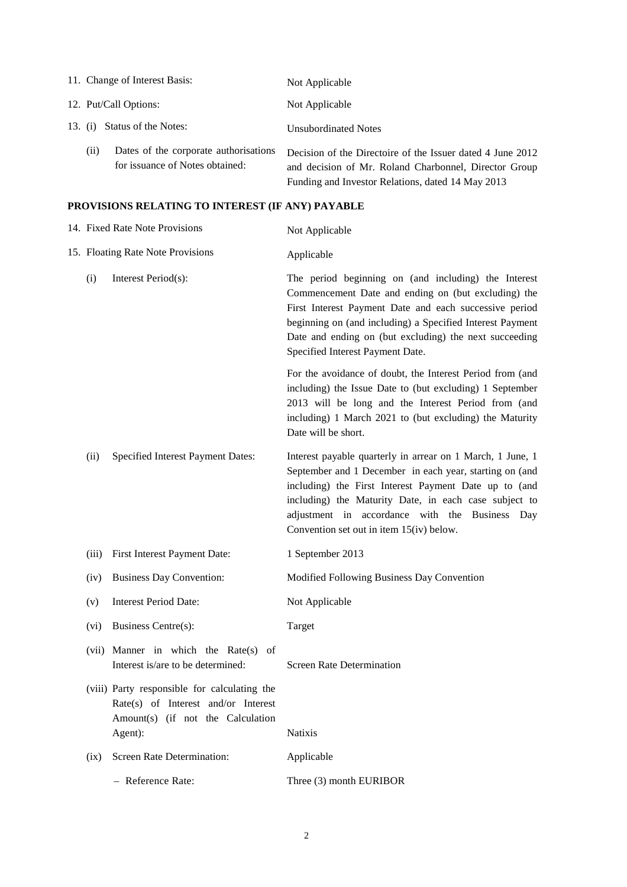| | |
|---|---|
| 11. Change of Interest Basis: | Not Applicable |
| 12. Put/Call Options: | Not Applicable |
| 13. (i) Status of the Notes: | Unsubordinated Notes |
| (ii) Dates of the corporate authorisations for issuance of Notes obtained: | Decision of the Directoire of the Issuer dated 4 June 2012 and decision of Mr. Roland Charbonnel, Director Group Funding and Investor Relations, dated 14 May 2013 |

**PROVISIONS RELATING TO INTEREST (IF ANY) PAYABLE**

| | |
|---|---|
| 14. Fixed Rate Note Provisions | Not Applicable |
| 15. Floating Rate Note Provisions | Applicable |
| (i) Interest Period(s): | The period beginning on (and including) the Interest Commencement Date and ending on (but excluding) the First Interest Payment Date and each successive period beginning on (and including) a Specified Interest Payment Date and ending on (but excluding) the next succeeding Specified Interest Payment Date.<br><br>For the avoidance of doubt, the Interest Period from (and including) the Issue Date to (but excluding) 1 September 2013 will be long and the Interest Period from (and including) 1 March 2021 to (but excluding) the Maturity Date will be short. |
| (ii) Specified Interest Payment Dates: | Interest payable quarterly in arrear on 1 March, 1 June, 1 September and 1 December in each year, starting on (and including) the First Interest Payment Date up to (and including) the Maturity Date, in each case subject to adjustment in accordance with the Business Day Convention set out in item 15(iv) below. |
| (iii) First Interest Payment Date: | 1 September 2013 |
| (iv) Business Day Convention: | Modified Following Business Day Convention |
| (v) Interest Period Date: | Not Applicable |
| (vi) Business Centre(s): | Target |
| (vii) Manner in which the Rate(s) of Interest is/are to be determined: | Screen Rate Determination |
| (viii) Party responsible for calculating the Rate(s) of Interest and/or Interest Amount(s) (if not the Calculation Agent): | Natixis |
| (ix) Screen Rate Determination: | Applicable |
| – Reference Rate: | Three (3) month EURIBOR |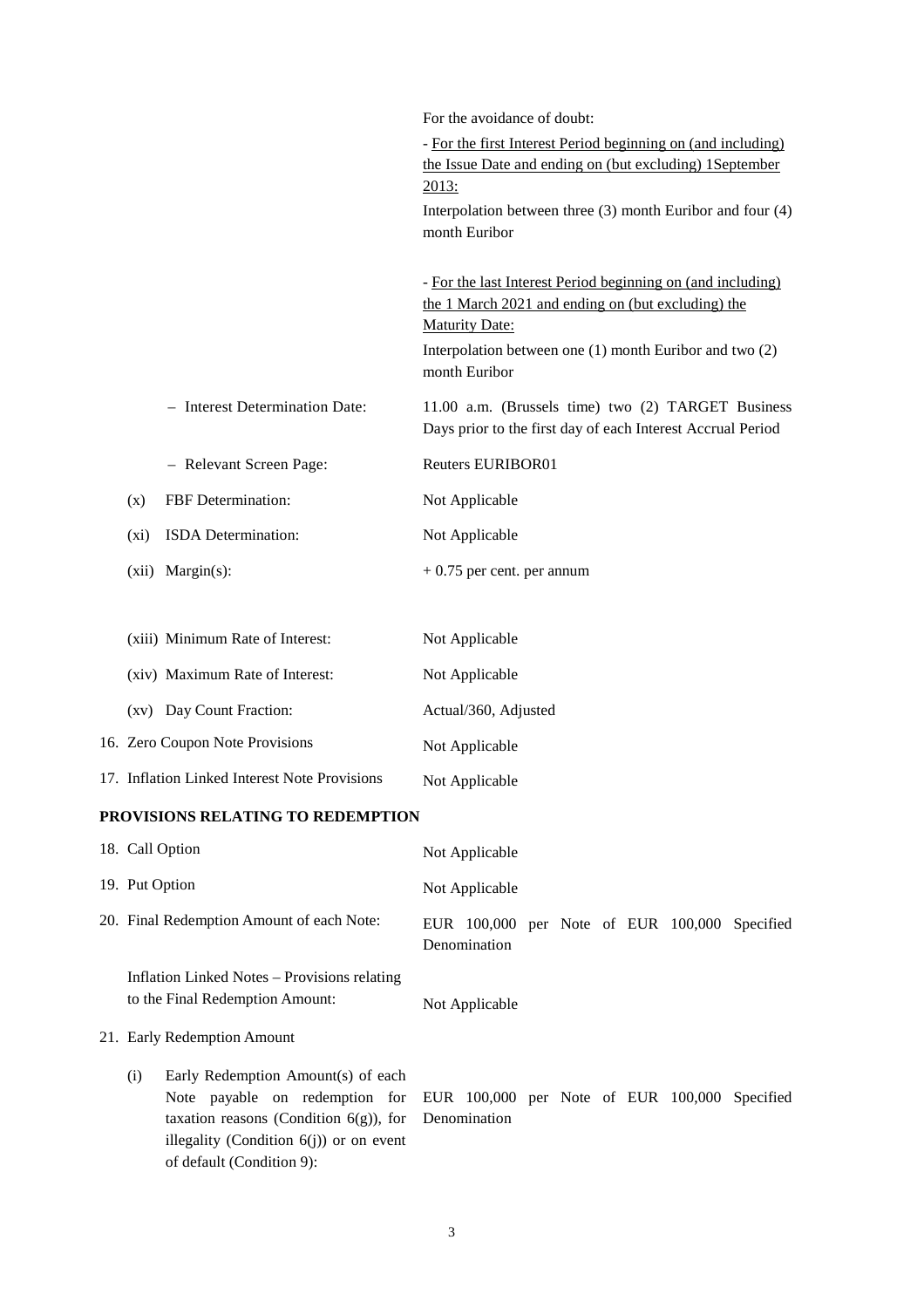| | |
|---|---|
| | For the avoidance of doubt: |
| | - For the first Interest Period beginning on (and including) the Issue Date and ending on (but excluding) 1September 2013: |
| | Interpolation between three (3) month Euribor and four (4) month Euribor |
| | - For the last Interest Period beginning on (and including) the 1 March 2021 and ending on (but excluding) the Maturity Date: |
| | Interpolation between one (1) month Euribor and two (2) month Euribor |
| – Interest Determination Date: | 11.00 a.m. (Brussels time) two (2) TARGET Business Days prior to the first day of each Interest Accrual Period |
| – Relevant Screen Page: | Reuters EURIBOR01 |
| (x) FBF Determination: | Not Applicable |
| (xi) ISDA Determination: | Not Applicable |
| (xii) Margin(s): | + 0.75 per cent. per annum |
| (xiii) Minimum Rate of Interest: | Not Applicable |
| (xiv) Maximum Rate of Interest: | Not Applicable |
| (xv) Day Count Fraction: | Actual/360, Adjusted |
| 16. Zero Coupon Note Provisions | Not Applicable |
| 17. Inflation Linked Interest Note Provisions | Not Applicable |

**PROVISIONS RELATING TO REDEMPTION**

| | |
|---|---|
| 18. Call Option | Not Applicable |
| 19. Put Option | Not Applicable |
| 20. Final Redemption Amount of each Note: | EUR 100,000 per Note of EUR 100,000 Specified Denomination |
| Inflation Linked Notes – Provisions relating to the Final Redemption Amount: | Not Applicable |
| 21. Early Redemption Amount | |
| (i) Early Redemption Amount(s) of each Note payable on redemption for taxation reasons (Condition 6(g)), for illegality (Condition 6(j)) or on event of default (Condition 9): | EUR 100,000 per Note of EUR 100,000 Specified Denomination |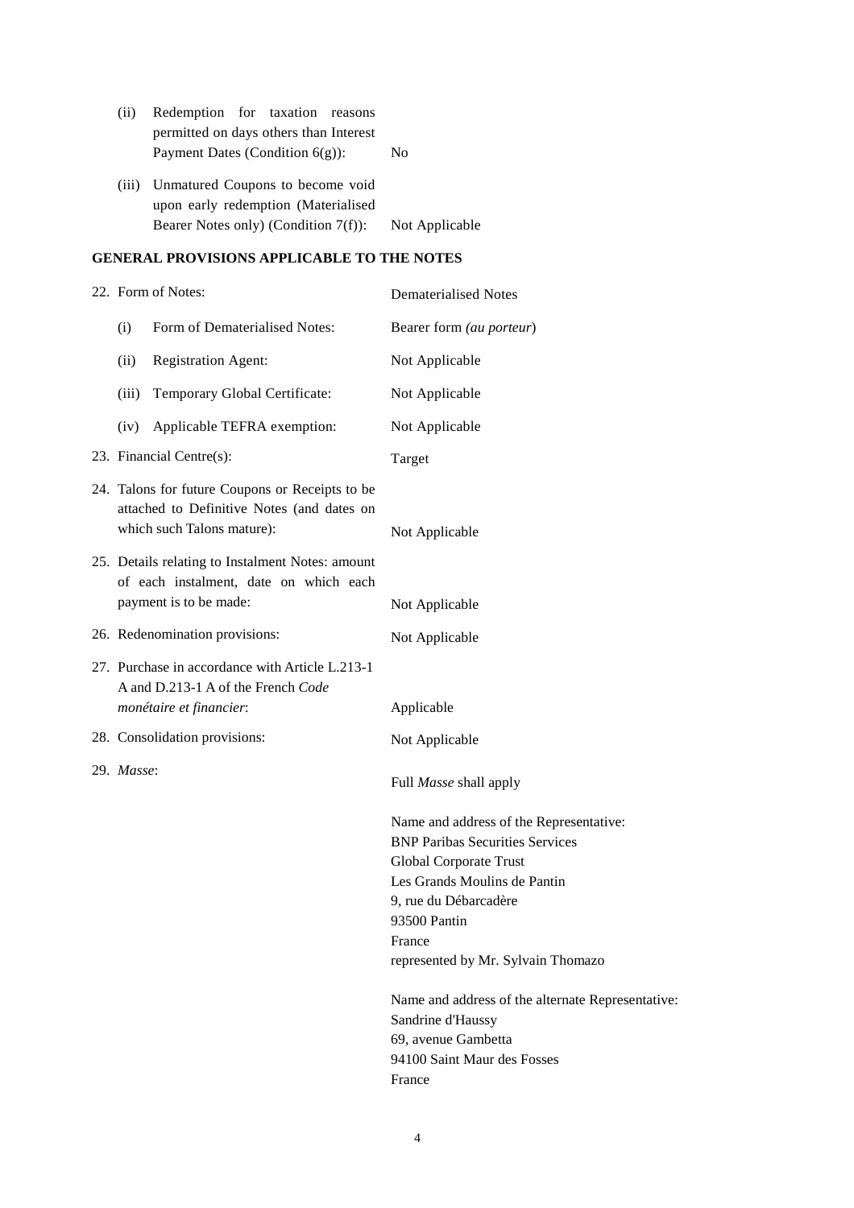| | |
|---|---|
| (ii) Redemption for taxation reasons permitted on days others than Interest Payment Dates (Condition 6(g)): | No |
| (iii) Unmatured Coupons to become void upon early redemption (Materialised Bearer Notes only) (Condition 7(f)): | Not Applicable |

**GENERAL PROVISIONS APPLICABLE TO THE NOTES**

| | |
|---|---|
| 22. Form of Notes: | Dematerialised Notes |
| (i) Form of Dematerialised Notes: | Bearer form *(au porteur)* |
| (ii) Registration Agent: | Not Applicable |
| (iii) Temporary Global Certificate: | Not Applicable |
| (iv) Applicable TEFRA exemption: | Not Applicable |
| 23. Financial Centre(s): | Target |
| 24. Talons for future Coupons or Receipts to be attached to Definitive Notes (and dates on which such Talons mature): | Not Applicable |
| 25. Details relating to Instalment Notes: amount of each instalment, date on which each payment is to be made: | Not Applicable |
| 26. Redenomination provisions: | Not Applicable |
| 27. Purchase in accordance with Article L.213-1 A and D.213-1 A of the French *Code monétaire et financier*: | Applicable |
| 28. Consolidation provisions: | Not Applicable |
| 29. *Masse*: | Full *Masse* shall apply<br><br>Name and address of the Representative:<br>BNP Paribas Securities Services<br>Global Corporate Trust<br>Les Grands Moulins de Pantin<br>9, rue du Débarcadère<br>93500 Pantin<br>France<br>represented by Mr. Sylvain Thomazo<br><br>Name and address of the alternate Representative:<br>Sandrine d'Haussy<br>69, avenue Gambetta<br>94100 Saint Maur des Fosses<br>France |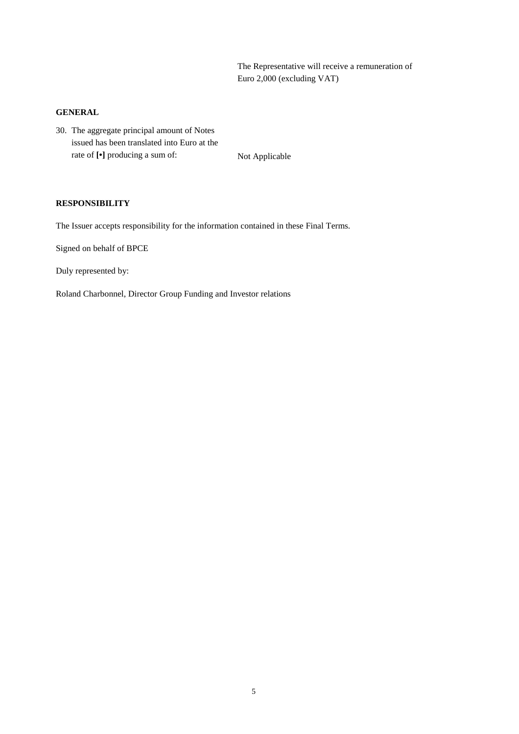The Representative will receive a remuneration of Euro 2,000 (excluding VAT)

**GENERAL**

30. The aggregate principal amount of Notes issued has been translated into Euro at the rate of **[•]** producing a sum of: Not Applicable

**RESPONSIBILITY**

The Issuer accepts responsibility for the information contained in these Final Terms.

Signed on behalf of BPCE

Duly represented by:

Roland Charbonnel, Director Group Funding and Investor relations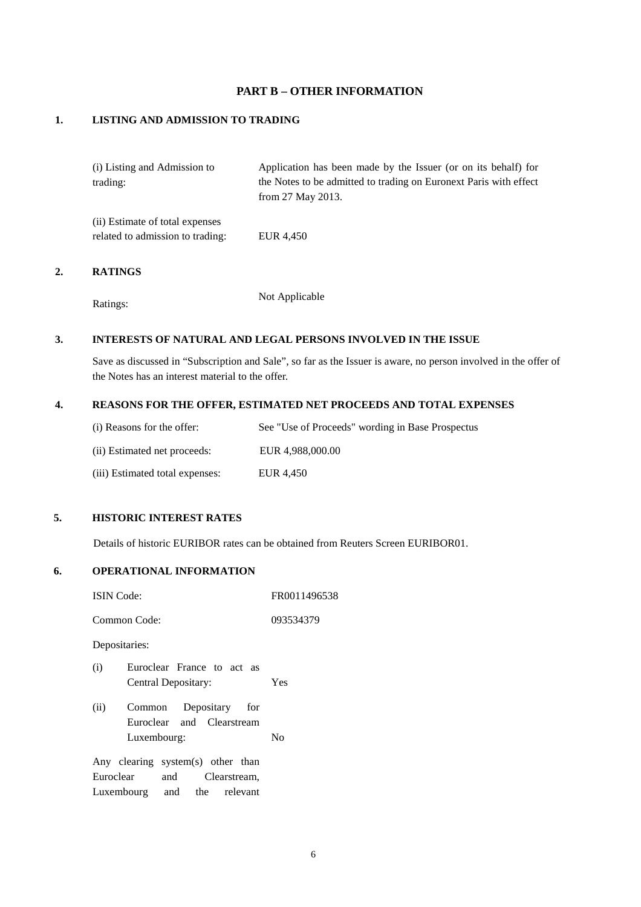## PART B – OTHER INFORMATION

### 1. LISTING AND ADMISSION TO TRADING

| | |
|---|---|
| (i) Listing and Admission to trading: | Application has been made by the Issuer (or on its behalf) for the Notes to be admitted to trading on Euronext Paris with effect from 27 May 2013. |
| (ii) Estimate of total expenses related to admission to trading: | EUR 4,450 |

### 2. RATINGS

| | |
|---|---|
| Ratings: | Not Applicable |

### 3. INTERESTS OF NATURAL AND LEGAL PERSONS INVOLVED IN THE ISSUE

Save as discussed in "Subscription and Sale", so far as the Issuer is aware, no person involved in the offer of the Notes has an interest material to the offer.

### 4. REASONS FOR THE OFFER, ESTIMATED NET PROCEEDS AND TOTAL EXPENSES

| | |
|---|---|
| (i) Reasons for the offer: | See "Use of Proceeds" wording in Base Prospectus |
| (ii) Estimated net proceeds: | EUR 4,988,000.00 |
| (iii) Estimated total expenses: | EUR 4,450 |

### 5. HISTORIC INTEREST RATES

Details of historic EURIBOR rates can be obtained from Reuters Screen EURIBOR01.

### 6. OPERATIONAL INFORMATION

| | |
|---|---|
| ISIN Code: | FR0011496538 |
| Common Code: | 093534379 |
| Depositaries: | |
| (i) Euroclear France to act as Central Depositary: | Yes |
| (ii) Common Depositary for Euroclear and Clearstream Luxembourg: | No |
| Any clearing system(s) other than Euroclear and Clearstream, Luxembourg and the relevant | |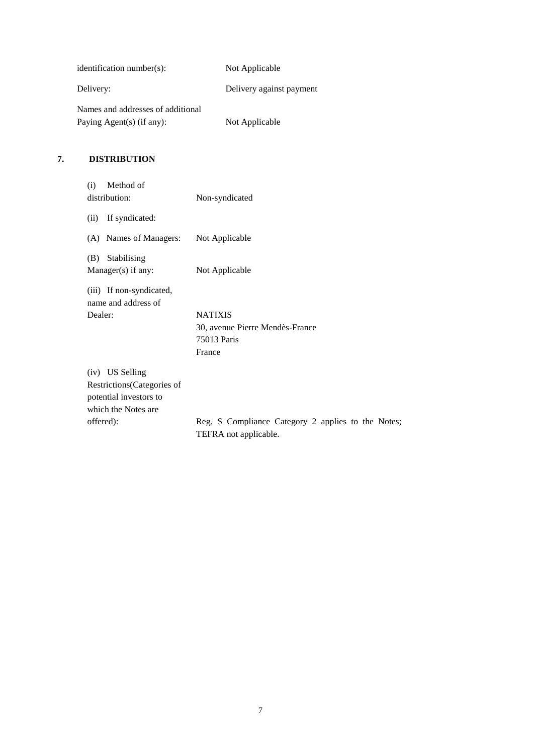| | |
|---|---|
| identification number(s): | Not Applicable |
| Delivery: | Delivery against payment |
| Names and addresses of additional Paying Agent(s) (if any): | Not Applicable |

## 7. DISTRIBUTION

| | |
|---|---|
| (i) Method of distribution: | Non-syndicated |
| (ii) If syndicated: | |
| (A) Names of Managers: | Not Applicable |
| (B) Stabilising Manager(s) if any: | Not Applicable |
| (iii) If non-syndicated, name and address of Dealer: | NATIXIS<br>30, avenue Pierre Mendès-France<br>75013 Paris<br>France |
| (iv) US Selling Restrictions(Categories of potential investors to which the Notes are offered): | Reg. S Compliance Category 2 applies to the Notes; TEFRA not applicable. |